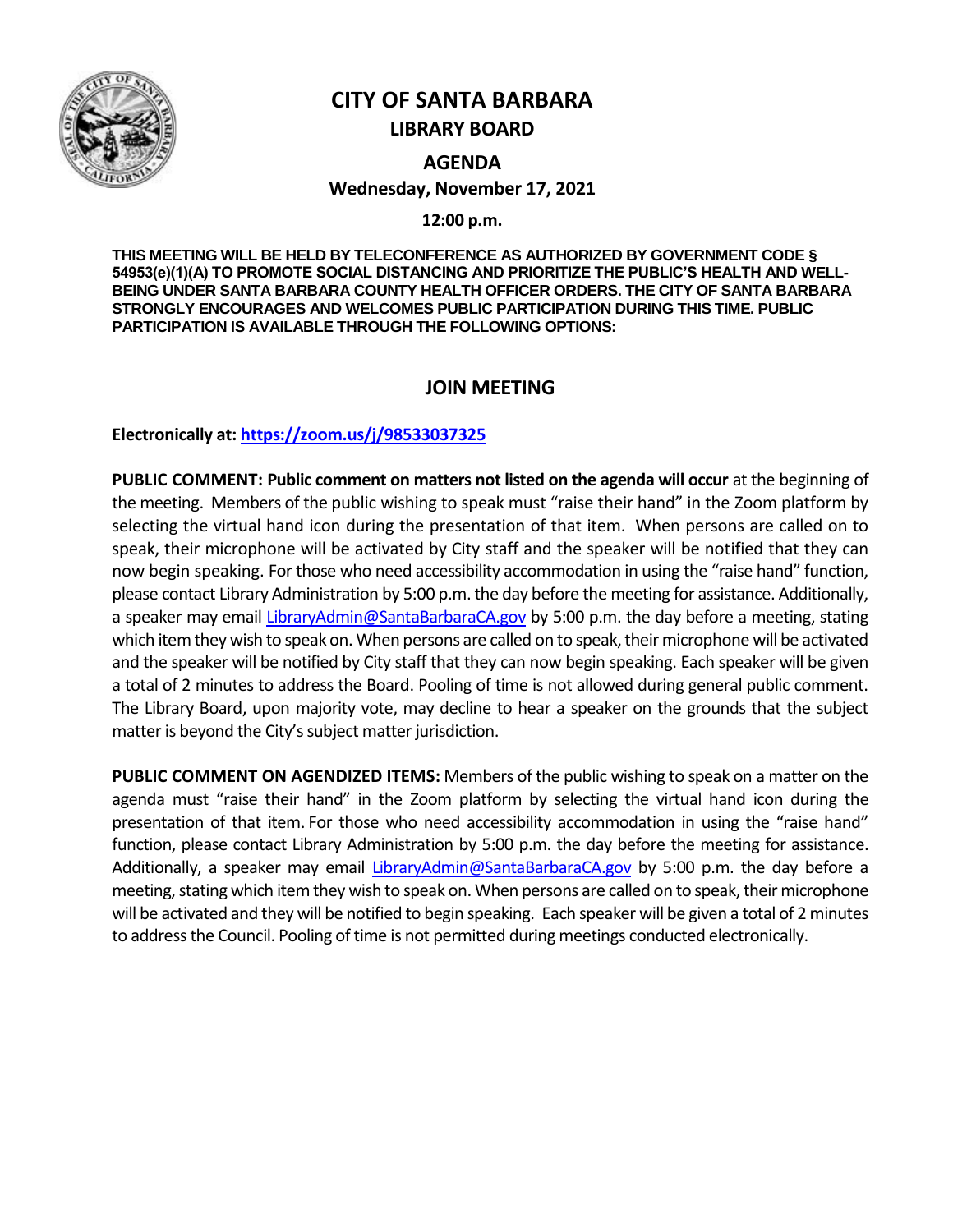# CITY OF SANTA BARBARA

## LIBRARY BOARD

## AGENDA

**Wednesday, November 17, 2021**

**12:00 p.m.**

**THIS MEETING WILL BE HELD BY TELECONFERENCE AS AUTHORIZED BY GOVERNMENT CODE § 54953(e)(1)(A) TO PROMOTE SOCIAL DISTANCING AND PRIORITIZE THE PUBLIC'S HEALTH AND WELL-BEING UNDER SANTA BARBARA COUNTY HEALTH OFFICER ORDERS. THE CITY OF SANTA BARBARA STRONGLY ENCOURAGES AND WELCOMES PUBLIC PARTICIPATION DURING THIS TIME. PUBLIC PARTICIPATION IS AVAILABLE THROUGH THE FOLLOWING OPTIONS:**

## JOIN MEETING

**Electronically at: https://zoom.us/j/98533037325**

**PUBLIC COMMENT: Public comment on matters not listed on the agenda will occur** at the beginning of the meeting. Members of the public wishing to speak must "raise their hand" in the Zoom platform by selecting the virtual hand icon during the presentation of that item. When persons are called on to speak, their microphone will be activated by City staff and the speaker will be notified that they can now begin speaking. For those who need accessibility accommodation in using the "raise hand" function, please contact Library Administration by 5:00 p.m. the day before the meeting for assistance. Additionally, a speaker may email LibraryAdmin@SantaBarbaraCA.gov by 5:00 p.m. the day before a meeting, stating which item they wish to speak on. When persons are called on to speak, their microphone will be activated and the speaker will be notified by City staff that they can now begin speaking. Each speaker will be given a total of 2 minutes to address the Board. Pooling of time is not allowed during general public comment. The Library Board, upon majority vote, may decline to hear a speaker on the grounds that the subject matter is beyond the City's subject matter jurisdiction.

**PUBLIC COMMENT ON AGENDIZED ITEMS:** Members of the public wishing to speak on a matter on the agenda must "raise their hand" in the Zoom platform by selecting the virtual hand icon during the presentation of that item. For those who need accessibility accommodation in using the "raise hand" function, please contact Library Administration by 5:00 p.m. the day before the meeting for assistance. Additionally, a speaker may email LibraryAdmin@SantaBarbaraCA.gov by 5:00 p.m. the day before a meeting, stating which item they wish to speak on. When persons are called on to speak, their microphone will be activated and they will be notified to begin speaking. Each speaker will be given a total of 2 minutes to address the Council. Pooling of time is not permitted during meetings conducted electronically.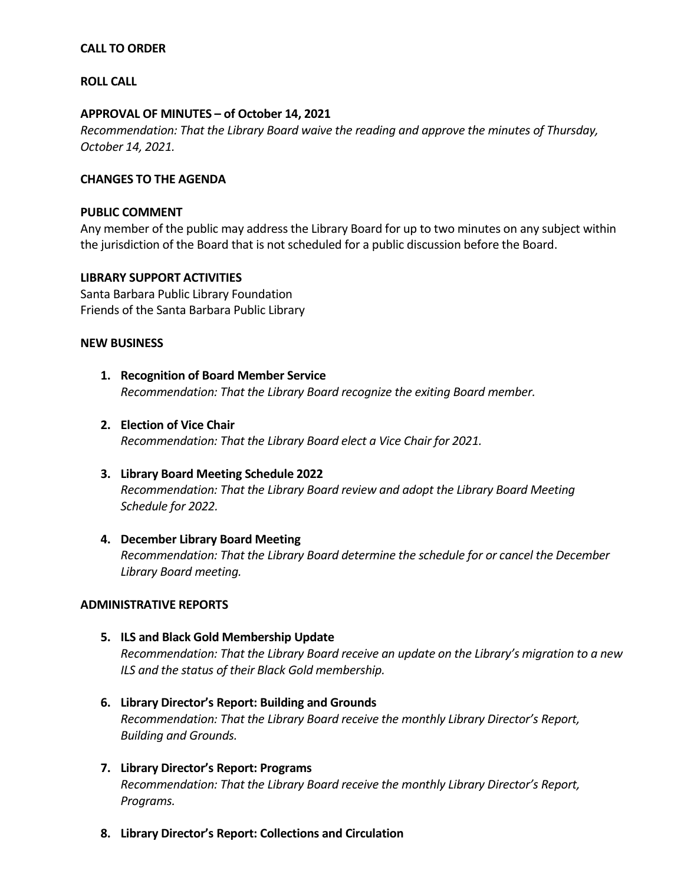**CALL TO ORDER**

**ROLL CALL**

**APPROVAL OF MINUTES – of October 14, 2021**
*Recommendation: That the Library Board waive the reading and approve the minutes of Thursday, October 14, 2021.*

**CHANGES TO THE AGENDA**

**PUBLIC COMMENT**
Any member of the public may address the Library Board for up to two minutes on any subject within the jurisdiction of the Board that is not scheduled for a public discussion before the Board.

**LIBRARY SUPPORT ACTIVITIES**
Santa Barbara Public Library Foundation
Friends of the Santa Barbara Public Library

**NEW BUSINESS**

1. **Recognition of Board Member Service**
   *Recommendation: That the Library Board recognize the exiting Board member.*

2. **Election of Vice Chair**
   *Recommendation: That the Library Board elect a Vice Chair for 2021.*

3. **Library Board Meeting Schedule 2022**
   *Recommendation: That the Library Board review and adopt the Library Board Meeting Schedule for 2022.*

4. **December Library Board Meeting**
   *Recommendation: That the Library Board determine the schedule for or cancel the December Library Board meeting.*

**ADMINISTRATIVE REPORTS**

5. **ILS and Black Gold Membership Update**
   *Recommendation: That the Library Board receive an update on the Library's migration to a new ILS and the status of their Black Gold membership.*

6. **Library Director's Report: Building and Grounds**
   *Recommendation: That the Library Board receive the monthly Library Director's Report, Building and Grounds.*

7. **Library Director's Report: Programs**
   *Recommendation: That the Library Board receive the monthly Library Director's Report, Programs.*

8. **Library Director's Report: Collections and Circulation**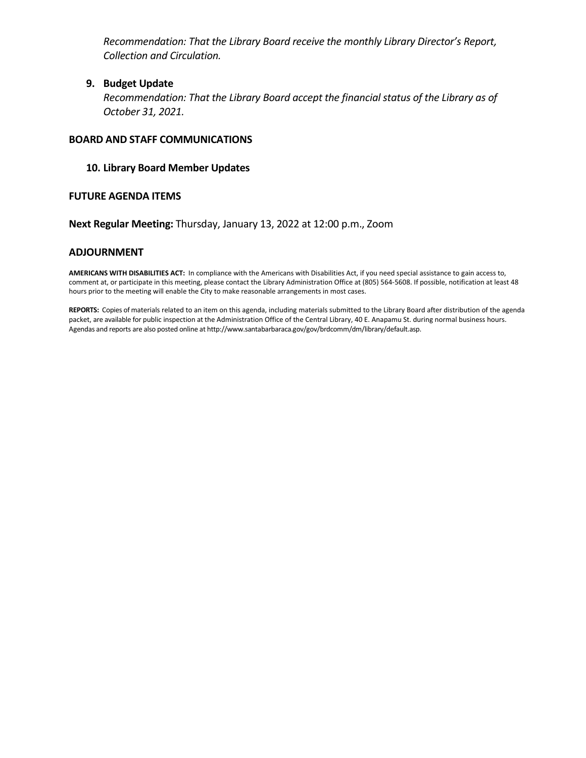*Recommendation: That the Library Board receive the monthly Library Director's Report, Collection and Circulation.*

9. **Budget Update**

   *Recommendation: That the Library Board accept the financial status of the Library as of October 31, 2021.*

## BOARD AND STAFF COMMUNICATIONS

10. **Library Board Member Updates**

## FUTURE AGENDA ITEMS

**Next Regular Meeting:** Thursday, January 13, 2022 at 12:00 p.m., Zoom

## ADJOURNMENT

**AMERICANS WITH DISABILITIES ACT:** In compliance with the Americans with Disabilities Act, if you need special assistance to gain access to, comment at, or participate in this meeting, please contact the Library Administration Office at (805) 564-5608. If possible, notification at least 48 hours prior to the meeting will enable the City to make reasonable arrangements in most cases.

**REPORTS:** Copies of materials related to an item on this agenda, including materials submitted to the Library Board after distribution of the agenda packet, are available for public inspection at the Administration Office of the Central Library, 40 E. Anapamu St. during normal business hours. Agendas and reports are also posted online at http://www.santabarbaraca.gov/gov/brdcomm/dm/library/default.asp.